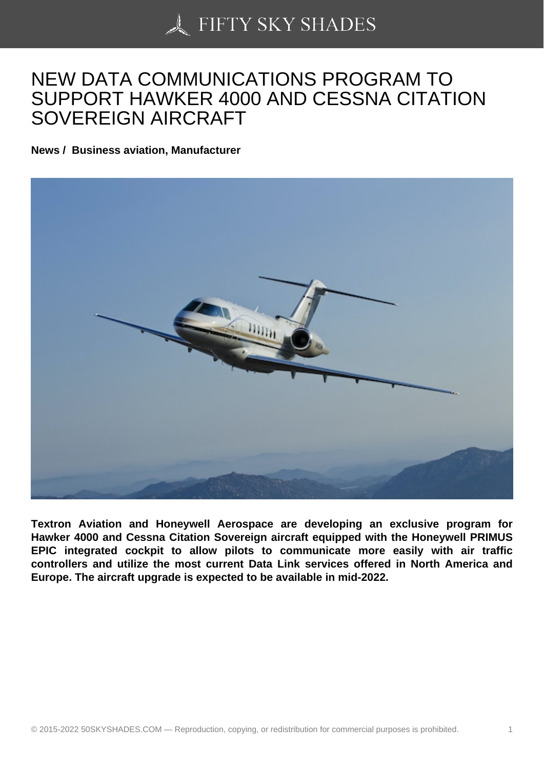# NEW DATA COMMUNICATIONS PROGRAM TO SUPPORT HAWKER 4000 AND CESSNA CITATION SOVEREIGN AIRCRAFT

**News / Business aviation, Manufacturer**

**Textron Aviation and Honeywell Aerospace are developing an exclusive program for Hawker 4000 and Cessna Citation Sovereign aircraft equipped with the Honeywell PRIMUS EPIC integrated cockpit to allow pilots to communicate more easily with air traffic controllers and utilize the most current Data Link services offered in North America and Europe. The aircraft upgrade is expected to be available in mid-2022.**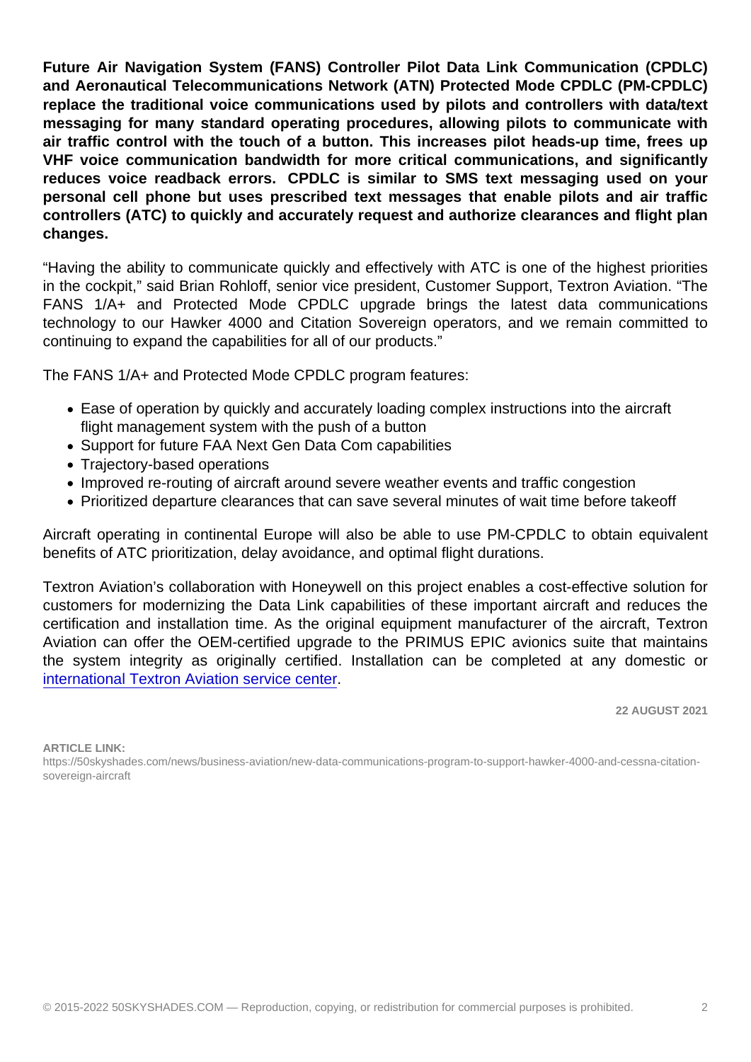**Future Air Navigation System (FANS) Controller Pilot Data Link Communication (CPDLC) and Aeronautical Telecommunications Network (ATN) Protected Mode CPDLC (PM-CPDLC) replace the traditional voice communications used by pilots and controllers with data/text messaging for many standard operating procedures, allowing pilots to communicate with air traffic control with the touch of a button. This increases pilot heads-up time, frees up VHF voice communication bandwidth for more critical communications, and significantly reduces voice readback errors. CPDLC is similar to SMS text messaging used on your personal cell phone but uses prescribed text messages that enable pilots and air traffic controllers (ATC) to quickly and accurately request and authorize clearances and flight plan changes.**

"Having the ability to communicate quickly and effectively with ATC is one of the highest priorities in the cockpit," said Brian Rohloff, senior vice president, Customer Support, Textron Aviation. "The FANS 1/A+ and Protected Mode CPDLC upgrade brings the latest data communications technology to our Hawker 4000 and Citation Sovereign operators, and we remain committed to continuing to expand the capabilities for all of our products."

The FANS 1/A+ and Protected Mode CPDLC program features:

- Ease of operation by quickly and accurately loading complex instructions into the aircraft flight management system with the push of a button
- Support for future FAA Next Gen Data Com capabilities
- Trajectory-based operations
- Improved re-routing of aircraft around severe weather events and traffic congestion
- Prioritized departure clearances that can save several minutes of wait time before takeoff

Aircraft operating in continental Europe will also be able to use PM-CPDLC to obtain equivalent benefits of ATC prioritization, delay avoidance, and optimal flight durations.

Textron Aviation's collaboration with Honeywell on this project enables a cost-effective solution for customers for modernizing the Data Link capabilities of these important aircraft and reduces the certification and installation time. As the original equipment manufacturer of the aircraft, Textron Aviation can offer the OEM-certified upgrade to the PRIMUS EPIC avionics suite that maintains the system integrity as originally certified. Installation can be completed at any domestic or international Textron Aviation service center.

**22 AUGUST 2021**

**ARTICLE LINK:**
https://50skyshades.com/news/business-aviation/new-data-communications-program-to-support-hawker-4000-and-cessna-citation-sovereign-aircraft